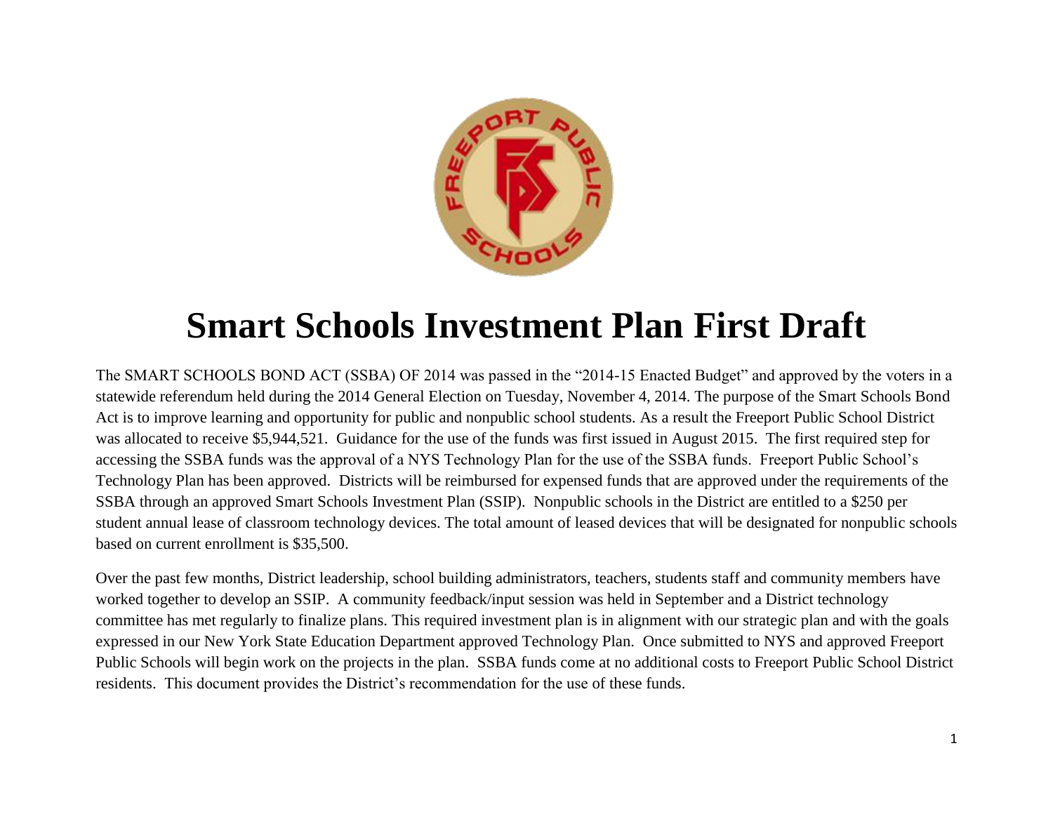# Smart Schools Investment Plan First Draft

The SMART SCHOOLS BOND ACT (SSBA) OF 2014 was passed in the "2014-15 Enacted Budget" and approved by the voters in a statewide referendum held during the 2014 General Election on Tuesday, November 4, 2014. The purpose of the Smart Schools Bond Act is to improve learning and opportunity for public and nonpublic school students. As a result the Freeport Public School District was allocated to receive $5,944,521. Guidance for the use of the funds was first issued in August 2015. The first required step for accessing the SSBA funds was the approval of a NYS Technology Plan for the use of the SSBA funds. Freeport Public School's Technology Plan has been approved. Districts will be reimbursed for expensed funds that are approved under the requirements of the SSBA through an approved Smart Schools Investment Plan (SSIP). Nonpublic schools in the District are entitled to a $250 per student annual lease of classroom technology devices. The total amount of leased devices that will be designated for nonpublic schools based on current enrollment is $35,500.

Over the past few months, District leadership, school building administrators, teachers, students staff and community members have worked together to develop an SSIP. A community feedback/input session was held in September and a District technology committee has met regularly to finalize plans. This required investment plan is in alignment with our strategic plan and with the goals expressed in our New York State Education Department approved Technology Plan. Once submitted to NYS and approved Freeport Public Schools will begin work on the projects in the plan. SSBA funds come at no additional costs to Freeport Public School District residents. This document provides the District's recommendation for the use of these funds.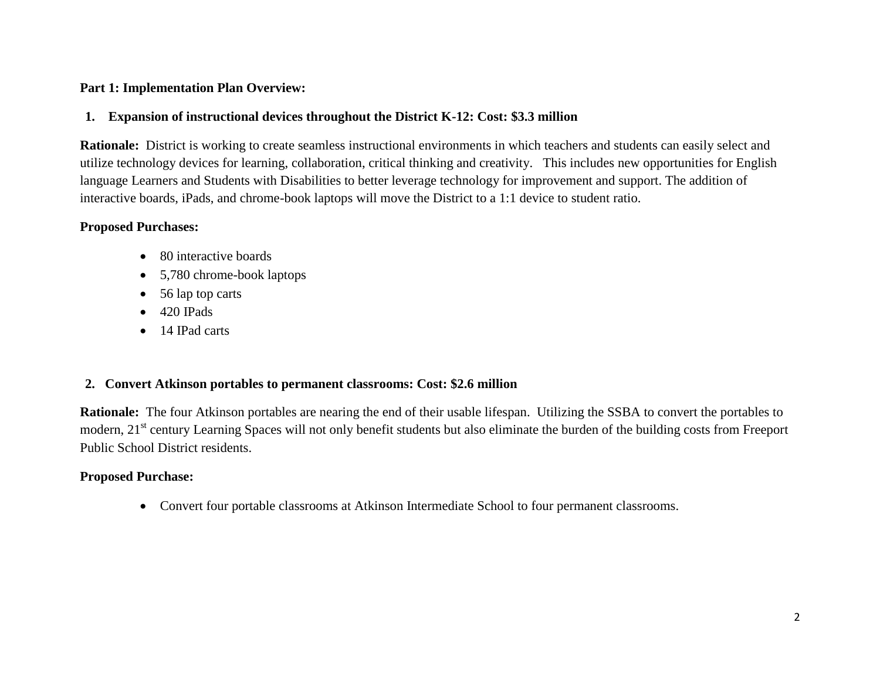**Part 1: Implementation Plan Overview:**

1. **Expansion of instructional devices throughout the District K-12: Cost: $3.3 million**

**Rationale:** District is working to create seamless instructional environments in which teachers and students can easily select and utilize technology devices for learning, collaboration, critical thinking and creativity. This includes new opportunities for English language Learners and Students with Disabilities to better leverage technology for improvement and support. The addition of interactive boards, iPads, and chrome-book laptops will move the District to a 1:1 device to student ratio.

**Proposed Purchases:**

- 80 interactive boards
- 5,780 chrome-book laptops
- 56 lap top carts
- 420 IPads
- 14 IPad carts

2. **Convert Atkinson portables to permanent classrooms: Cost: $2.6 million**

**Rationale:** The four Atkinson portables are nearing the end of their usable lifespan. Utilizing the SSBA to convert the portables to modern, 21st century Learning Spaces will not only benefit students but also eliminate the burden of the building costs from Freeport Public School District residents.

**Proposed Purchase:**

- Convert four portable classrooms at Atkinson Intermediate School to four permanent classrooms.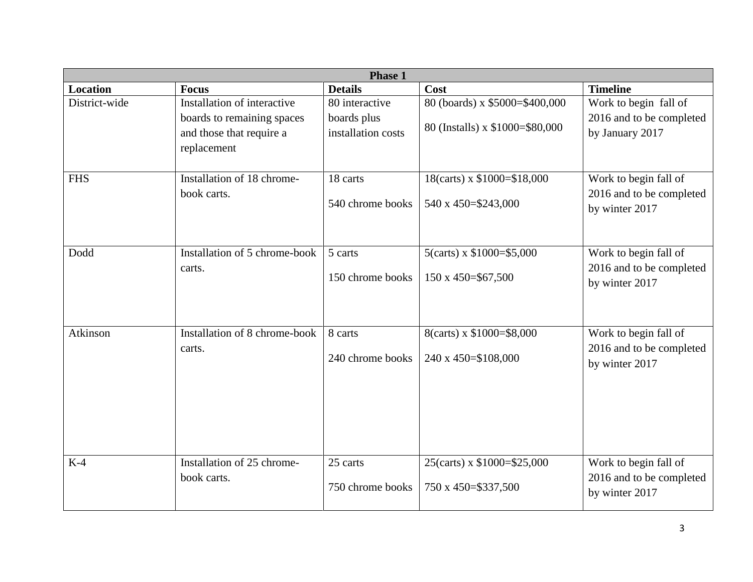| Phase 1 | | | | |
|---|---|---|---|---|
| **Location** | **Focus** | **Details** | **Cost** | **Timeline** |
| District-wide | Installation of interactive boards to remaining spaces and those that require a replacement | 80 interactive boards plus installation costs | 80 (boards) x $5000=$400,000<br><br>80 (Installs) x $1000=$80,000 | Work to begin fall of 2016 and to be completed by January 2017 |
| FHS | Installation of 18 chrome-book carts. | 18 carts<br><br>540 chrome books | 18(carts) x $1000=$18,000<br><br>540 x 450=$243,000 | Work to begin fall of 2016 and to be completed by winter 2017 |
| Dodd | Installation of 5 chrome-book carts. | 5 carts<br><br>150 chrome books | 5(carts) x $1000=$5,000<br><br>150 x 450=$67,500 | Work to begin fall of 2016 and to be completed by winter 2017 |
| Atkinson | Installation of 8 chrome-book carts. | 8 carts<br><br>240 chrome books | 8(carts) x $1000=$8,000<br><br>240 x 450=$108,000 | Work to begin fall of 2016 and to be completed by winter 2017 |
| K-4 | Installation of 25 chrome-book carts. | 25 carts<br><br>750 chrome books | 25(carts) x $1000=$25,000<br><br>750 x 450=$337,500 | Work to begin fall of 2016 and to be completed by winter 2017 |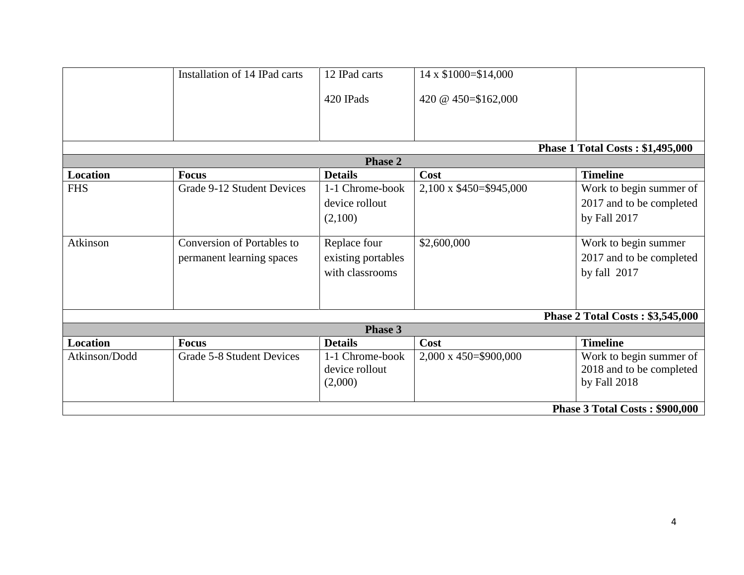| | Installation of 14 IPad carts | 12 IPad carts<br><br>420 IPads | 14 x $1000=$14,000<br><br>420 @ 450=$162,000 | |
|---|---|---|---|---|
| | | | | **Phase 1 Total Costs : $1,495,000** |
| | | **Phase 2** | | |
| **Location** | **Focus** | **Details** | **Cost** | **Timeline** |
| FHS | Grade 9-12 Student Devices | 1-1 Chrome-book device rollout (2,100) | 2,100 x $450=$945,000 | Work to begin summer of 2017 and to be completed by Fall 2017 |
| Atkinson | Conversion of Portables to permanent learning spaces | Replace four existing portables with classrooms | $2,600,000 | Work to begin summer 2017 and to be completed by fall 2017 |
| | | | | **Phase 2 Total Costs : $3,545,000** |
| | | **Phase 3** | | |
| **Location** | **Focus** | **Details** | **Cost** | **Timeline** |
| Atkinson/Dodd | Grade 5-8 Student Devices | 1-1 Chrome-book device rollout (2,000) | 2,000 x 450=$900,000 | Work to begin summer of 2018 and to be completed by Fall 2018 |
| | | | | **Phase 3 Total Costs : $900,000** |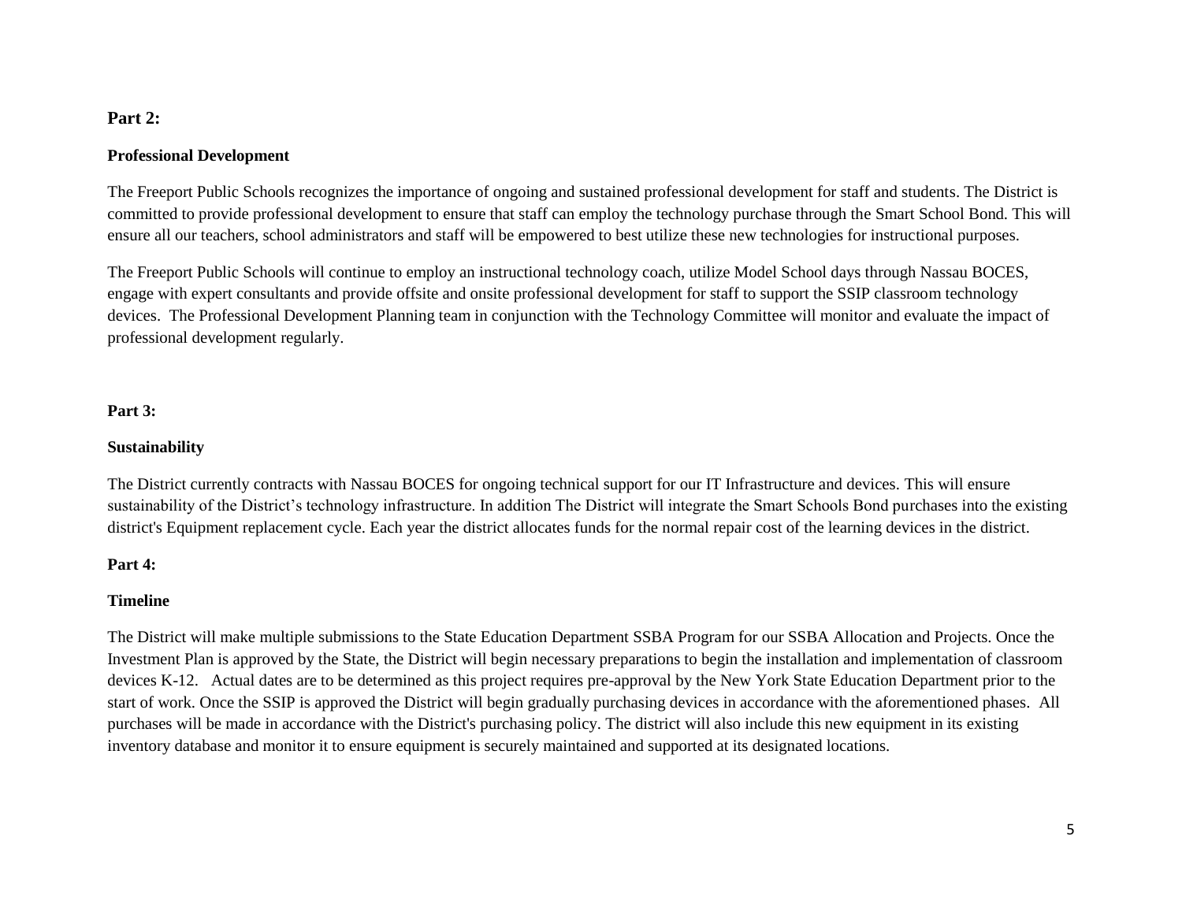**Part 2:**

**Professional Development**

The Freeport Public Schools recognizes the importance of ongoing and sustained professional development for staff and students. The District is committed to provide professional development to ensure that staff can employ the technology purchase through the Smart School Bond. This will ensure all our teachers, school administrators and staff will be empowered to best utilize these new technologies for instructional purposes.

The Freeport Public Schools will continue to employ an instructional technology coach, utilize Model School days through Nassau BOCES, engage with expert consultants and provide offsite and onsite professional development for staff to support the SSIP classroom technology devices. The Professional Development Planning team in conjunction with the Technology Committee will monitor and evaluate the impact of professional development regularly.

**Part 3:**

**Sustainability**

The District currently contracts with Nassau BOCES for ongoing technical support for our IT Infrastructure and devices. This will ensure sustainability of the District's technology infrastructure. In addition The District will integrate the Smart Schools Bond purchases into the existing district's Equipment replacement cycle. Each year the district allocates funds for the normal repair cost of the learning devices in the district.

**Part 4:**

**Timeline**

The District will make multiple submissions to the State Education Department SSBA Program for our SSBA Allocation and Projects. Once the Investment Plan is approved by the State, the District will begin necessary preparations to begin the installation and implementation of classroom devices K-12. Actual dates are to be determined as this project requires pre-approval by the New York State Education Department prior to the start of work. Once the SSIP is approved the District will begin gradually purchasing devices in accordance with the aforementioned phases. All purchases will be made in accordance with the District's purchasing policy. The district will also include this new equipment in its existing inventory database and monitor it to ensure equipment is securely maintained and supported at its designated locations.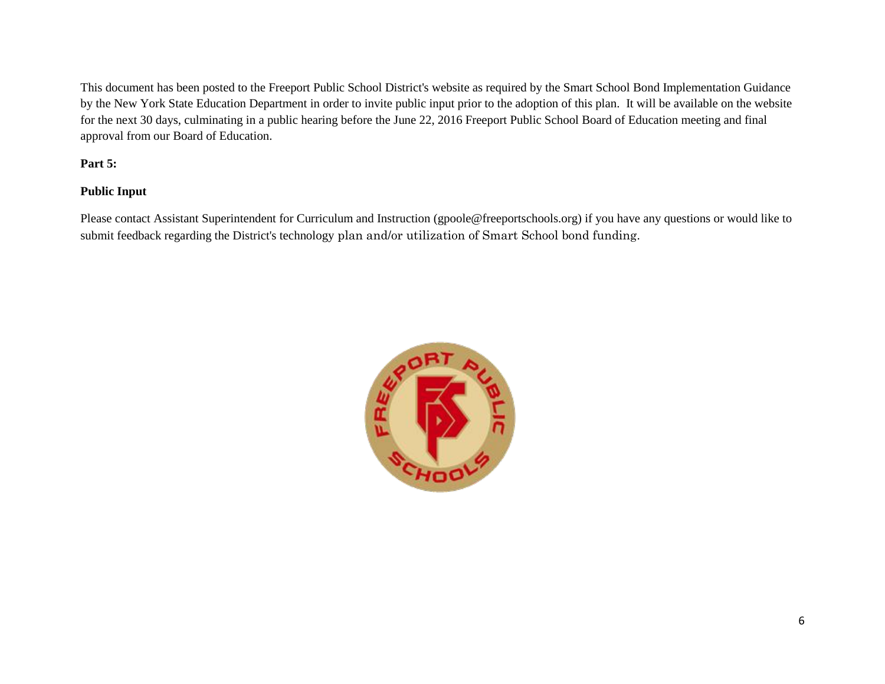This document has been posted to the Freeport Public School District's website as required by the Smart School Bond Implementation Guidance by the New York State Education Department in order to invite public input prior to the adoption of this plan. It will be available on the website for the next 30 days, culminating in a public hearing before the June 22, 2016 Freeport Public School Board of Education meeting and final approval from our Board of Education.

**Part 5:**

**Public Input**

Please contact Assistant Superintendent for Curriculum and Instruction (gpoole@freeportschools.org) if you have any questions or would like to submit feedback regarding the District's technology plan and/or utilization of Smart School bond funding.